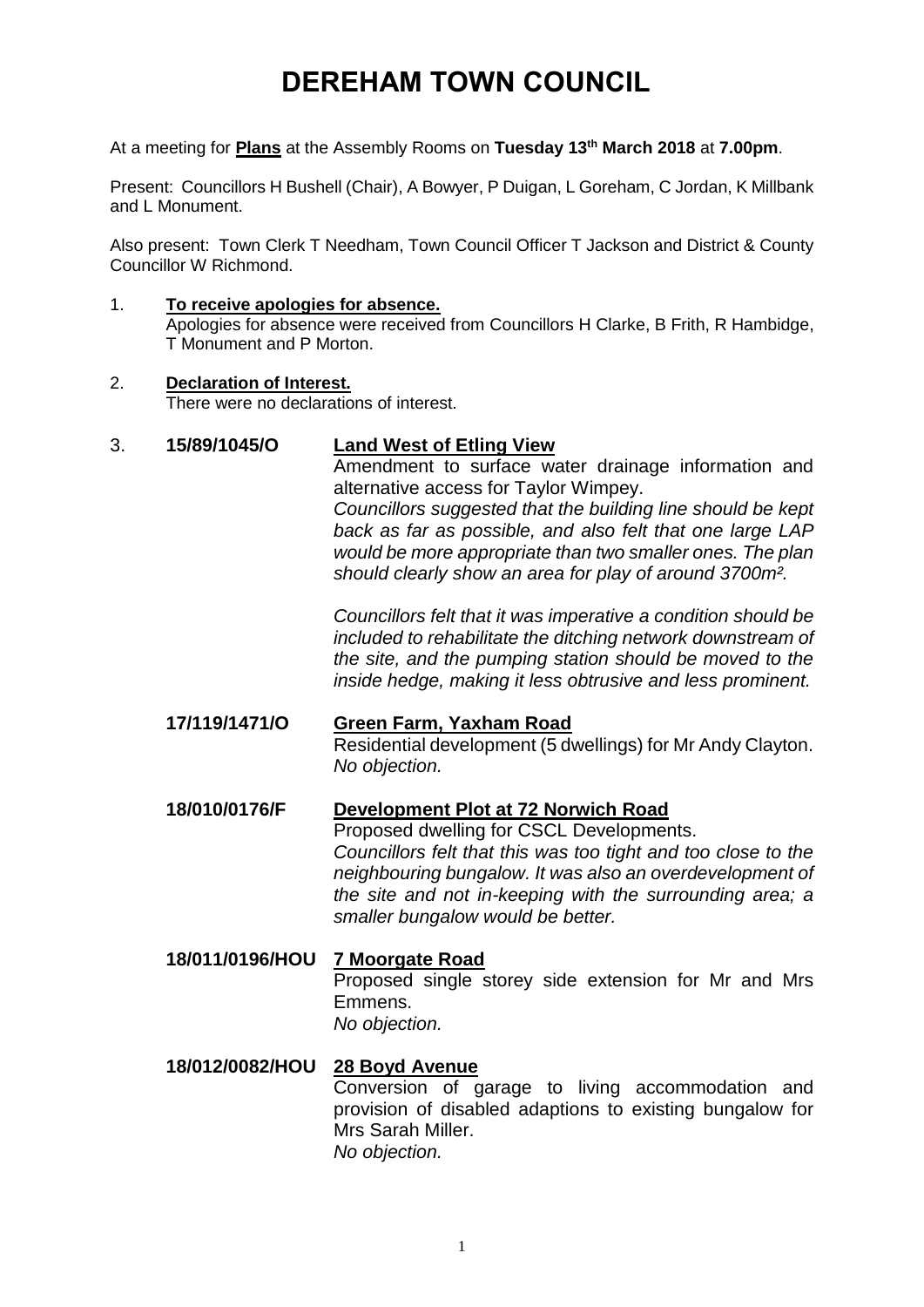# DEREHAM TOWN COUNCIL

At a meeting for **Plans** at the Assembly Rooms on **Tuesday 13th March 2018** at **7.00pm**.

Present: Councillors H Bushell (Chair), A Bowyer, P Duigan, L Goreham, C Jordan, K Millbank and L Monument.

Also present: Town Clerk T Needham, Town Council Officer T Jackson and District & County Councillor W Richmond.

1. **To receive apologies for absence.**
   Apologies for absence were received from Councillors H Clarke, B Frith, R Hambidge, T Monument and P Morton.

2. **Declaration of Interest.**
   There were no declarations of interest.

3. **15/89/1045/O** **Land West of Etling View**
   Amendment to surface water drainage information and alternative access for Taylor Wimpey.
   *Councillors suggested that the building line should be kept back as far as possible, and also felt that one large LAP would be more appropriate than two smaller ones. The plan should clearly show an area for play of around 3700m².*

   *Councillors felt that it was imperative a condition should be included to rehabilitate the ditching network downstream of the site, and the pumping station should be moved to the inside hedge, making it less obtrusive and less prominent.*

   **17/119/1471/O** **Green Farm, Yaxham Road**
   Residential development (5 dwellings) for Mr Andy Clayton.
   *No objection.*

   **18/010/0176/F** **Development Plot at 72 Norwich Road**
   Proposed dwelling for CSCL Developments.
   *Councillors felt that this was too tight and too close to the neighbouring bungalow. It was also an overdevelopment of the site and not in-keeping with the surrounding area; a smaller bungalow would be better.*

   **18/011/0196/HOU** **7 Moorgate Road**
   Proposed single storey side extension for Mr and Mrs Emmens.
   *No objection.*

   **18/012/0082/HOU** **28 Boyd Avenue**
   Conversion of garage to living accommodation and provision of disabled adaptions to existing bungalow for Mrs Sarah Miller.
   *No objection.*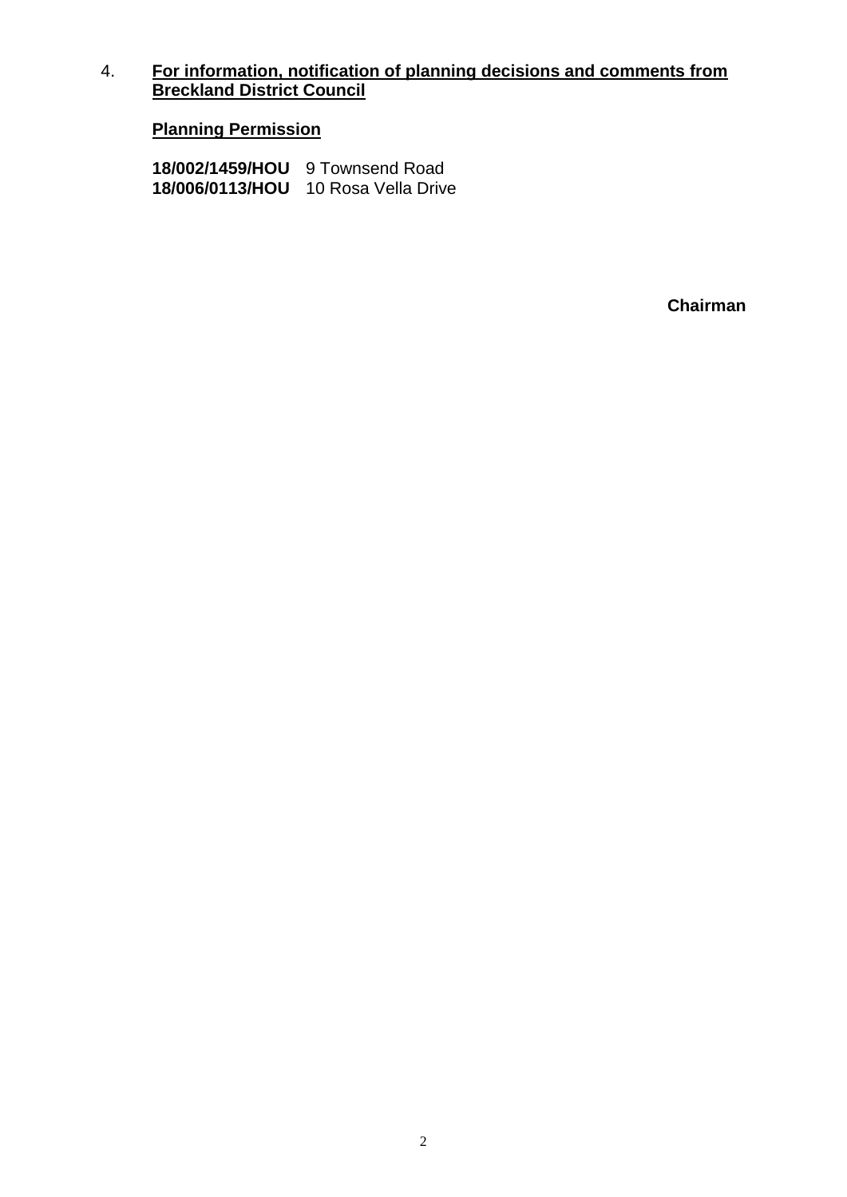4. **For information, notification of planning decisions and comments from Breckland District Council**

**Planning Permission**

**18/002/1459/HOU** 9 Townsend Road
**18/006/0113/HOU** 10 Rosa Vella Drive

**Chairman**